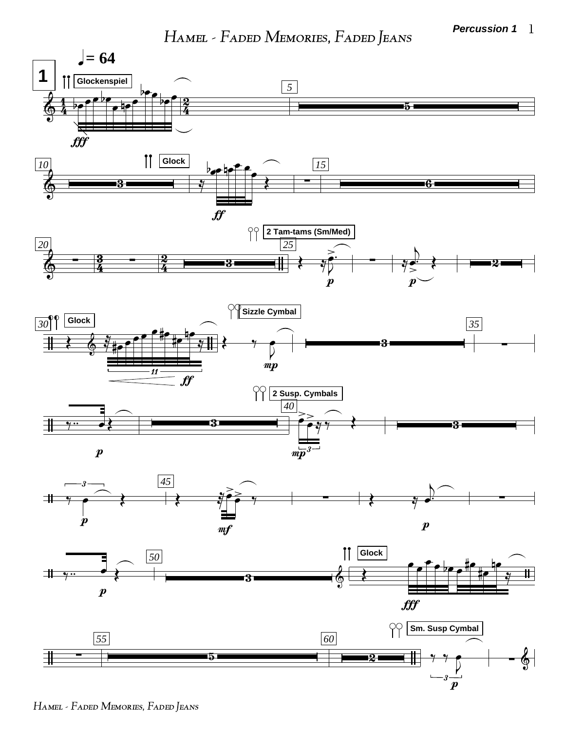# Hamel - Faded Memories, Faded Jeans

**Percussion 1**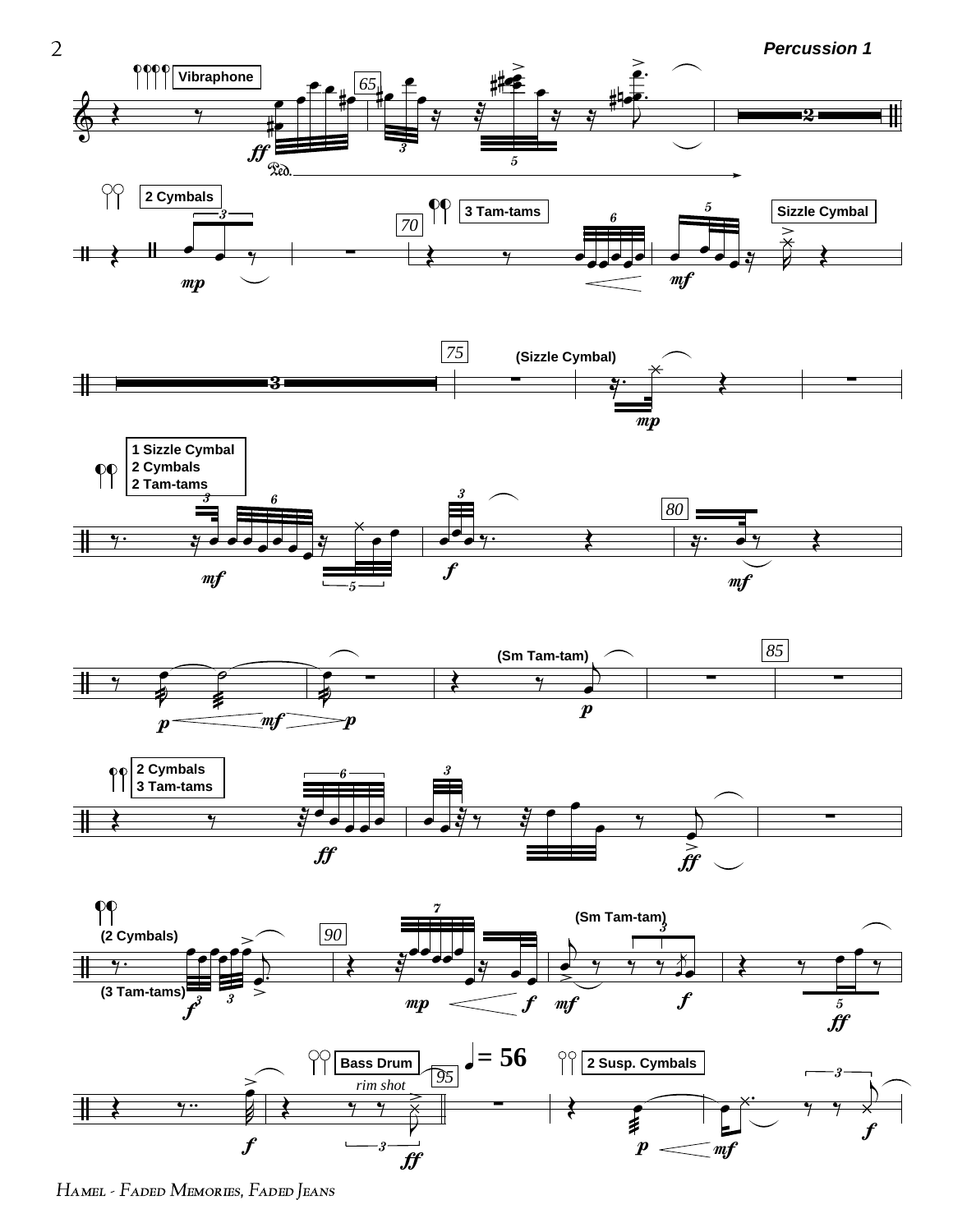Vibraphone

2 Cymbals

3 Tam-tams

Sizzle Cymbal

(Sizzle Cymbal)

1 Sizzle Cymbal
2 Cymbals
2 Tam-tams

(Sm Tam-tam)

2 Cymbals
3 Tam-tams

(2 Cymbals)

(3 Tam-tams)

(Sm Tam-tam)

Bass Drum

*rim shot*

♩= 56

2 Susp. Cymbals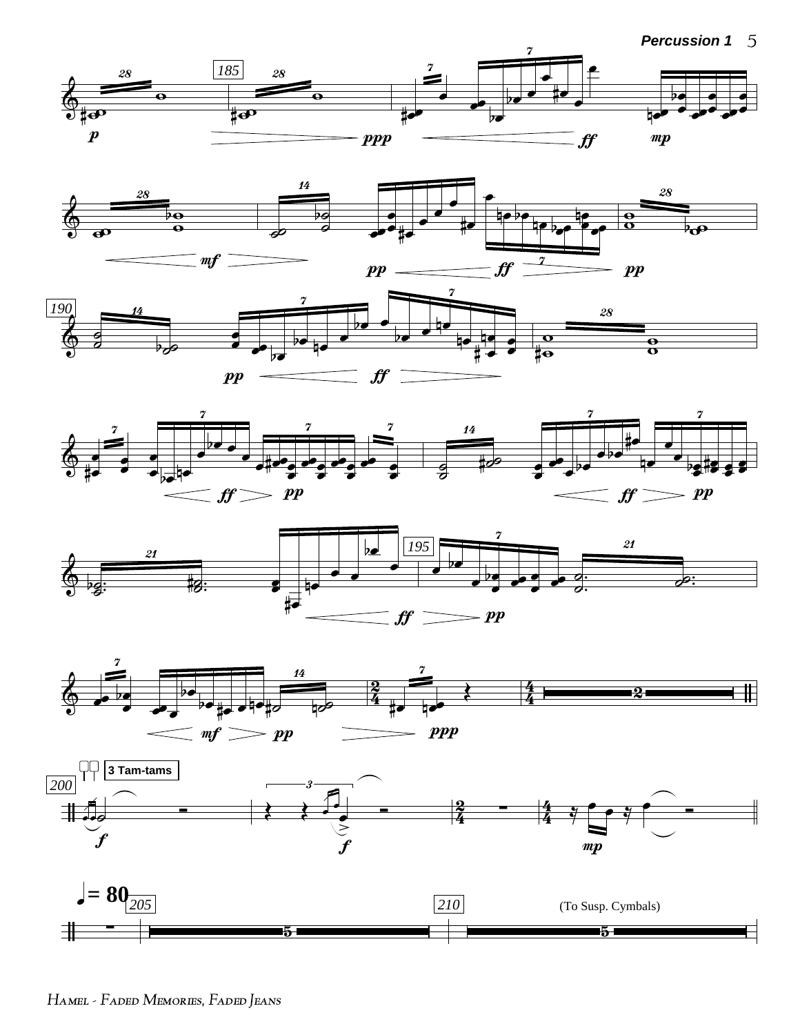3 Tam-tams

(To Susp. Cymbals)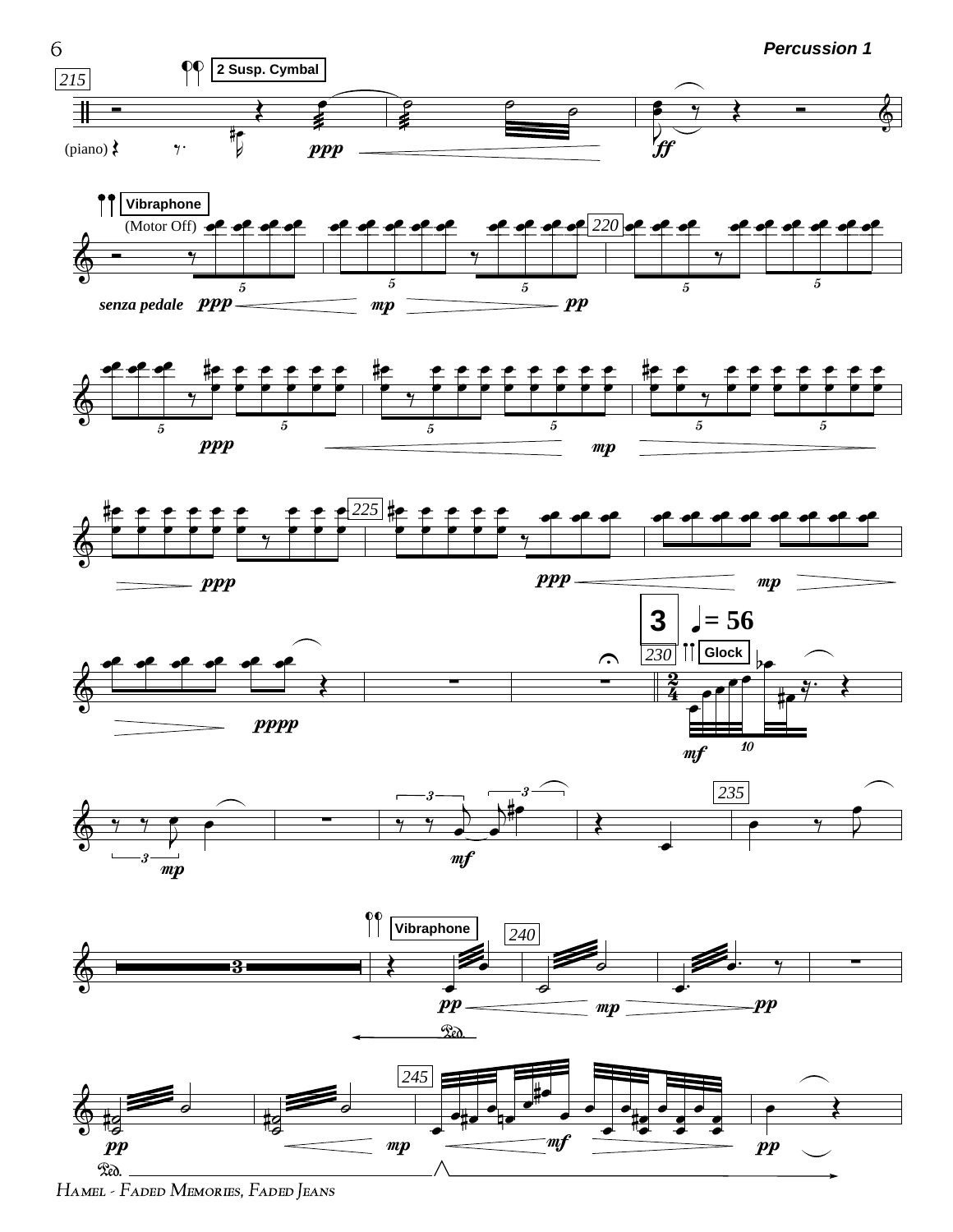215

2 Susp. Cymbal

(piano)

*ppp* — *ff*

Vibraphone

(Motor Off)

*senza pedale* *ppp* — *mp* — *pp*

220

*ppp* — *mp* —

225

*ppp*

*ppp* — *mp* —

*pppp*

**3** ♩ = 56

230

Glock

*mf*

*mp*

*mf*

235

Vibraphone

240

*pp* — *mp* — *pp*

Ped.

245

*pp* — *mp* — *mf* — *pp*

Ped.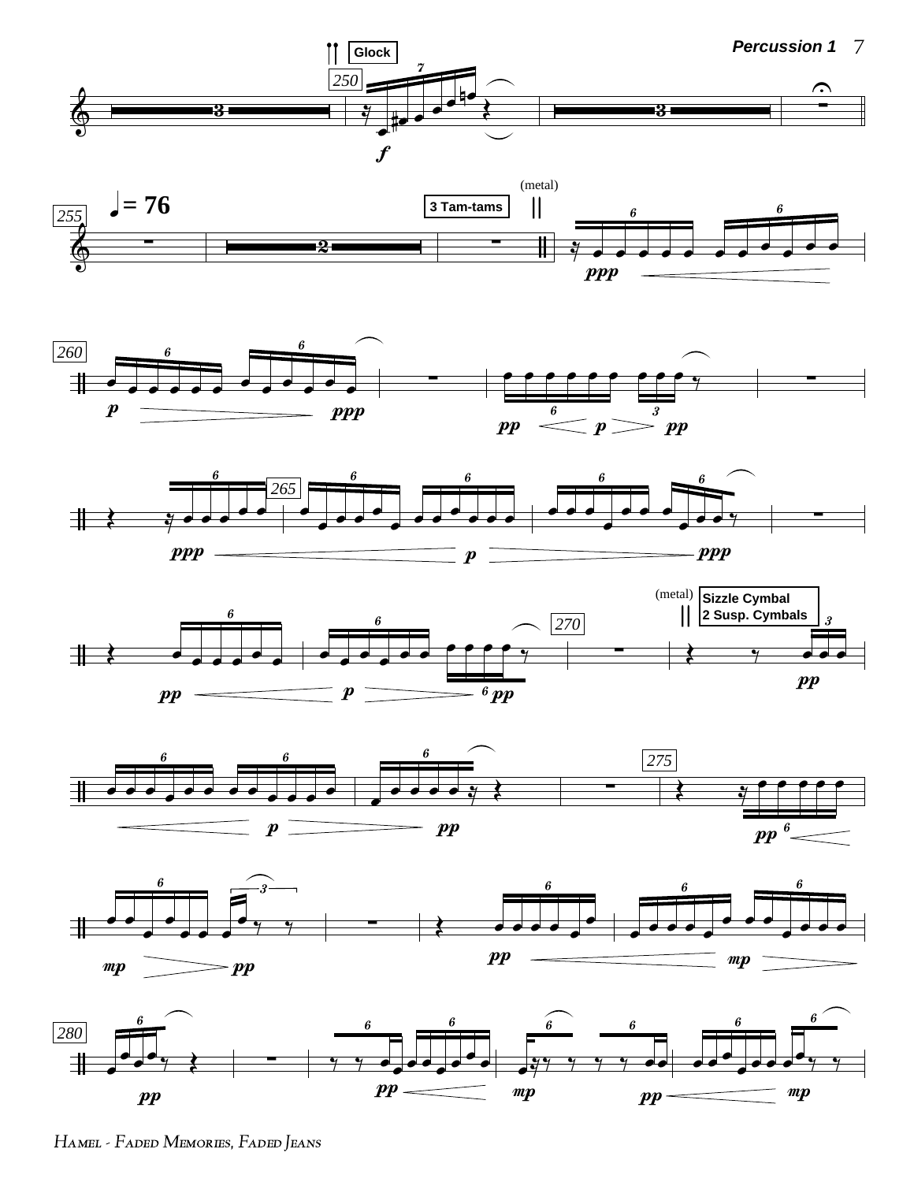Glock

♩ = 76

3 Tam-tams

(metal)

(metal)

Sizzle Cymbal
2 Susp. Cymbals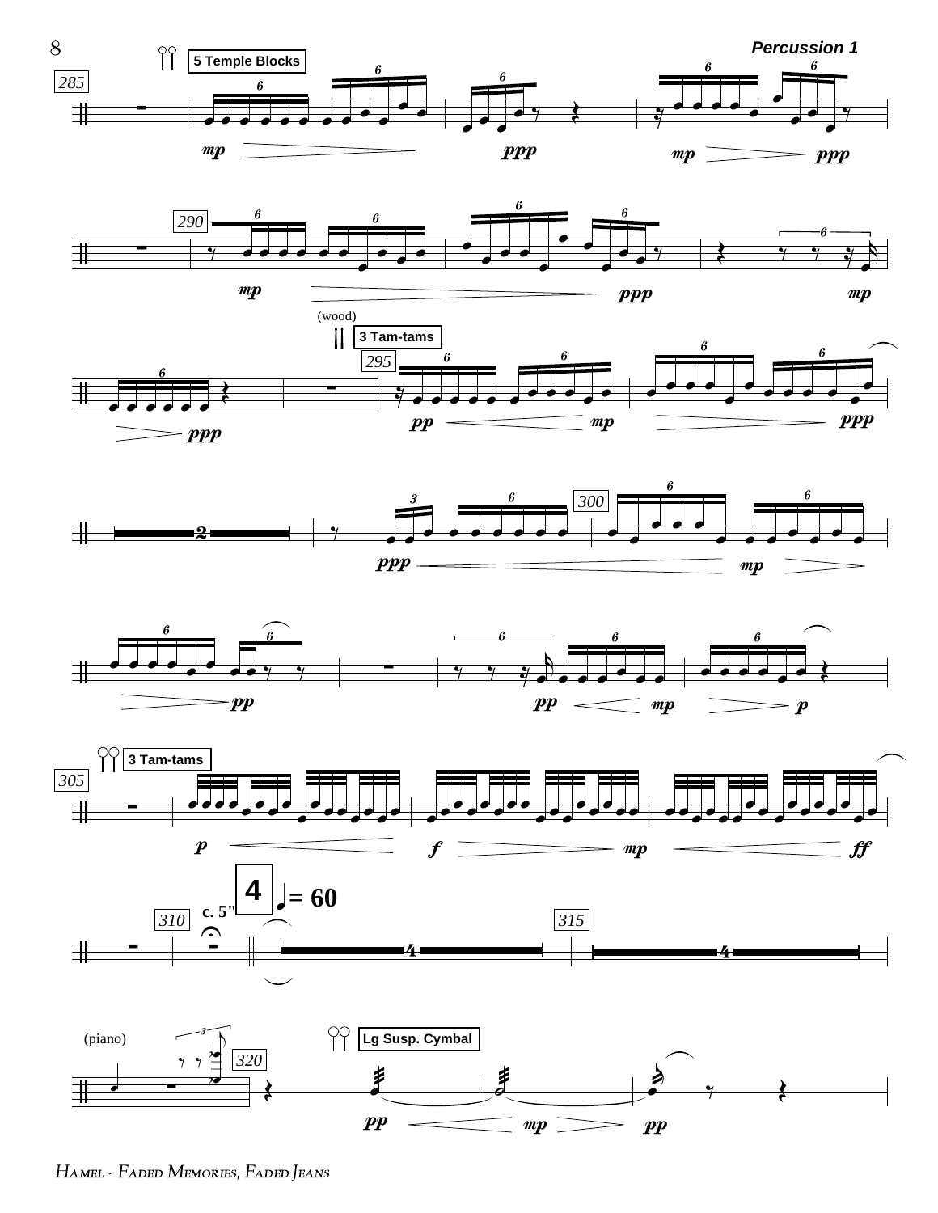Percussion 1

5 Temple Blocks

(wood)

3 Tam-tams

3 Tam-tams

**4** ♩= 60

c. 5"

(piano)

Lg Susp. Cymbal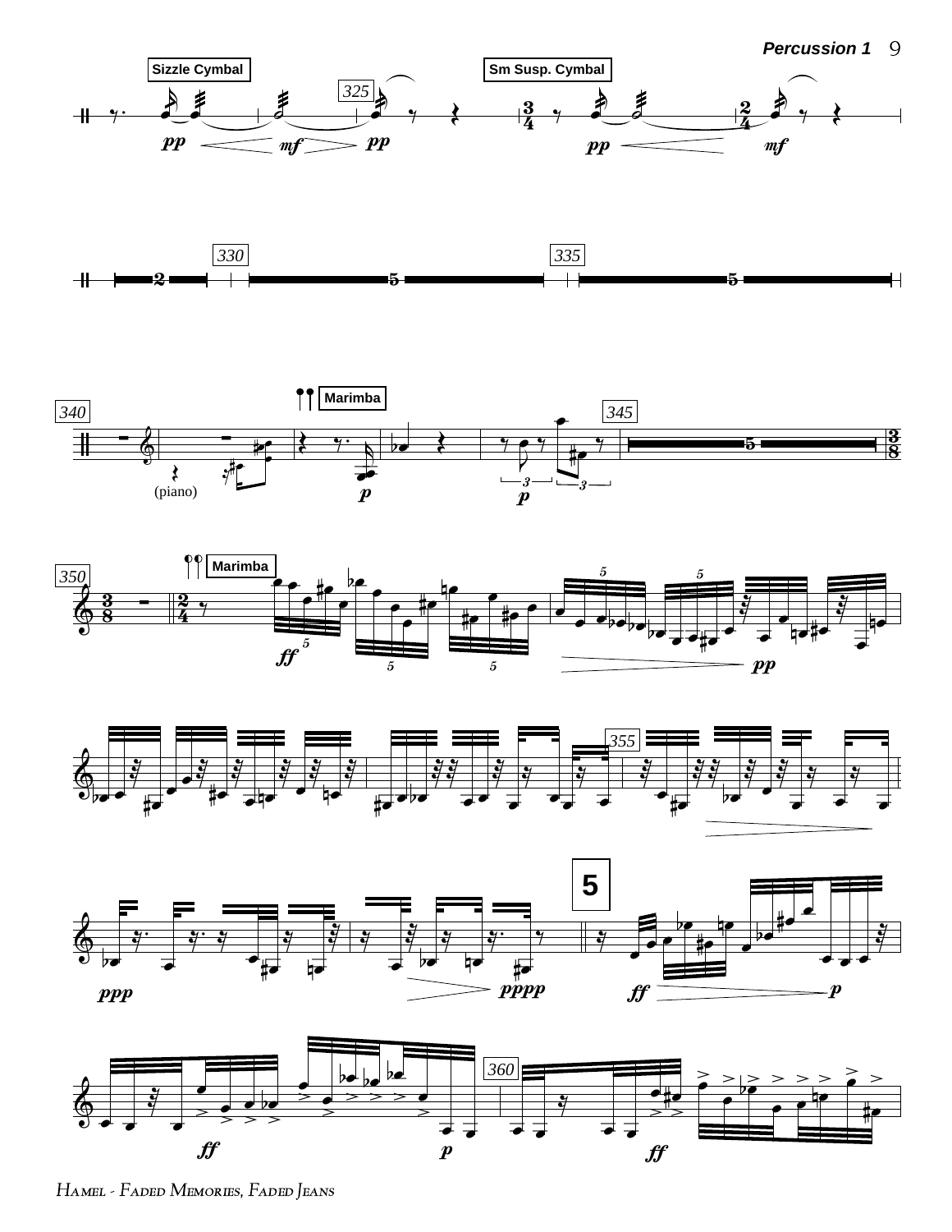Sizzle Cymbal

Sm Susp. Cymbal

Marimba

(piano)

Marimba

5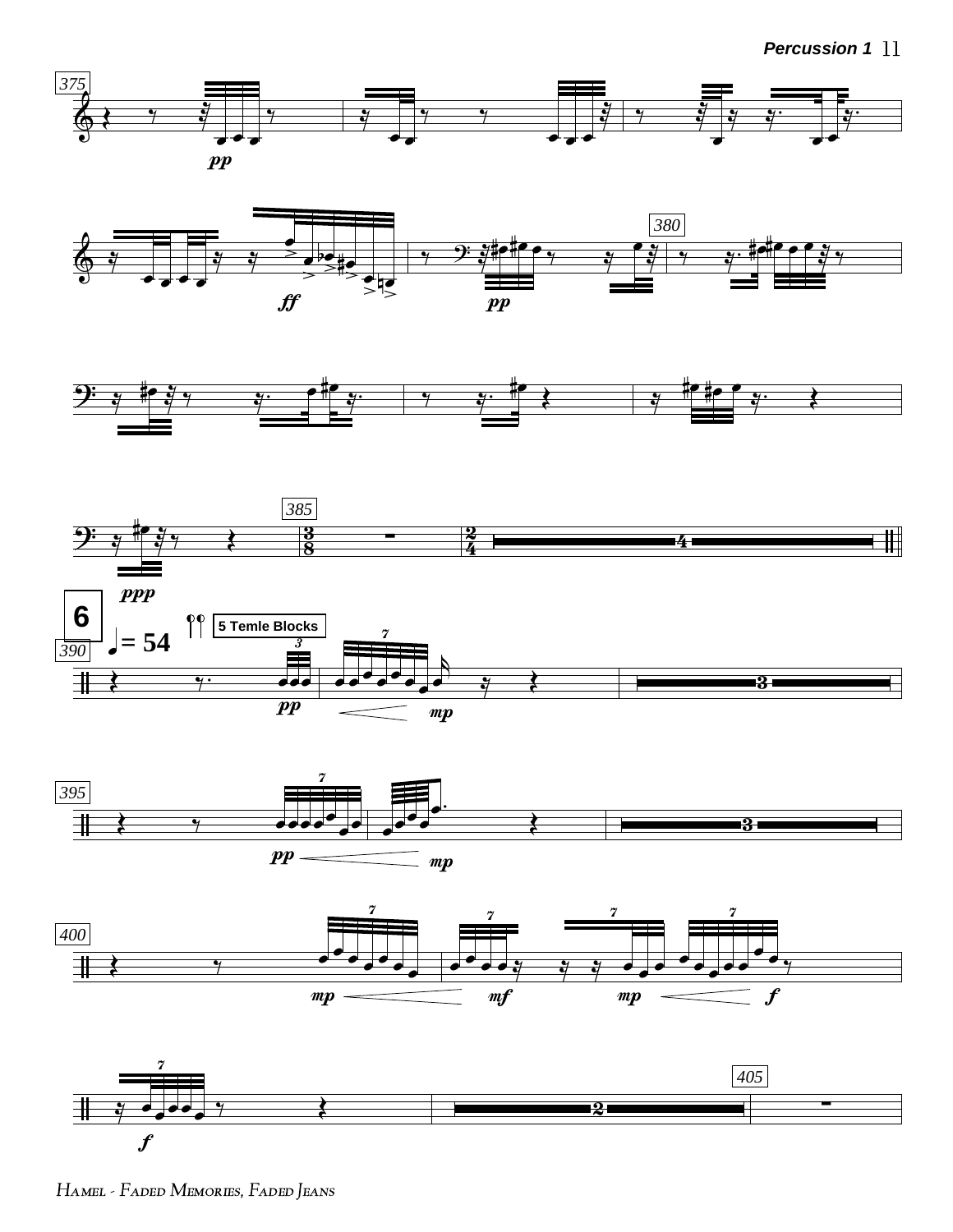375

*pp*

*ff*

380

*pp*

*ppp*

385

**6**

♩= 54

5 Temle Blocks

390

*pp* *mp*

395

*pp* *mp*

400

*mp* *mf* *mp* *f*

*f*

405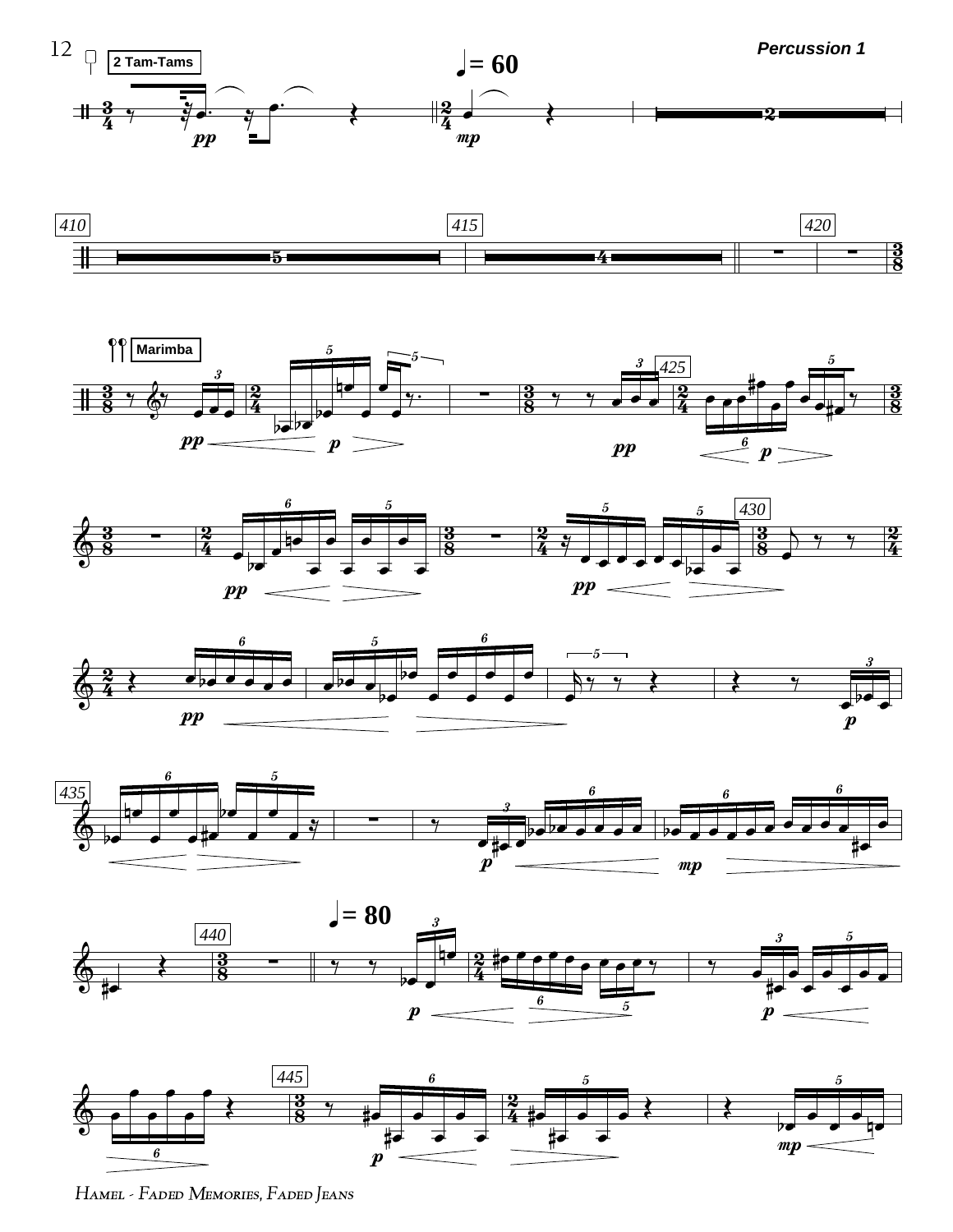2 Tam-Tams

♩= 60

Marimba

♩= 80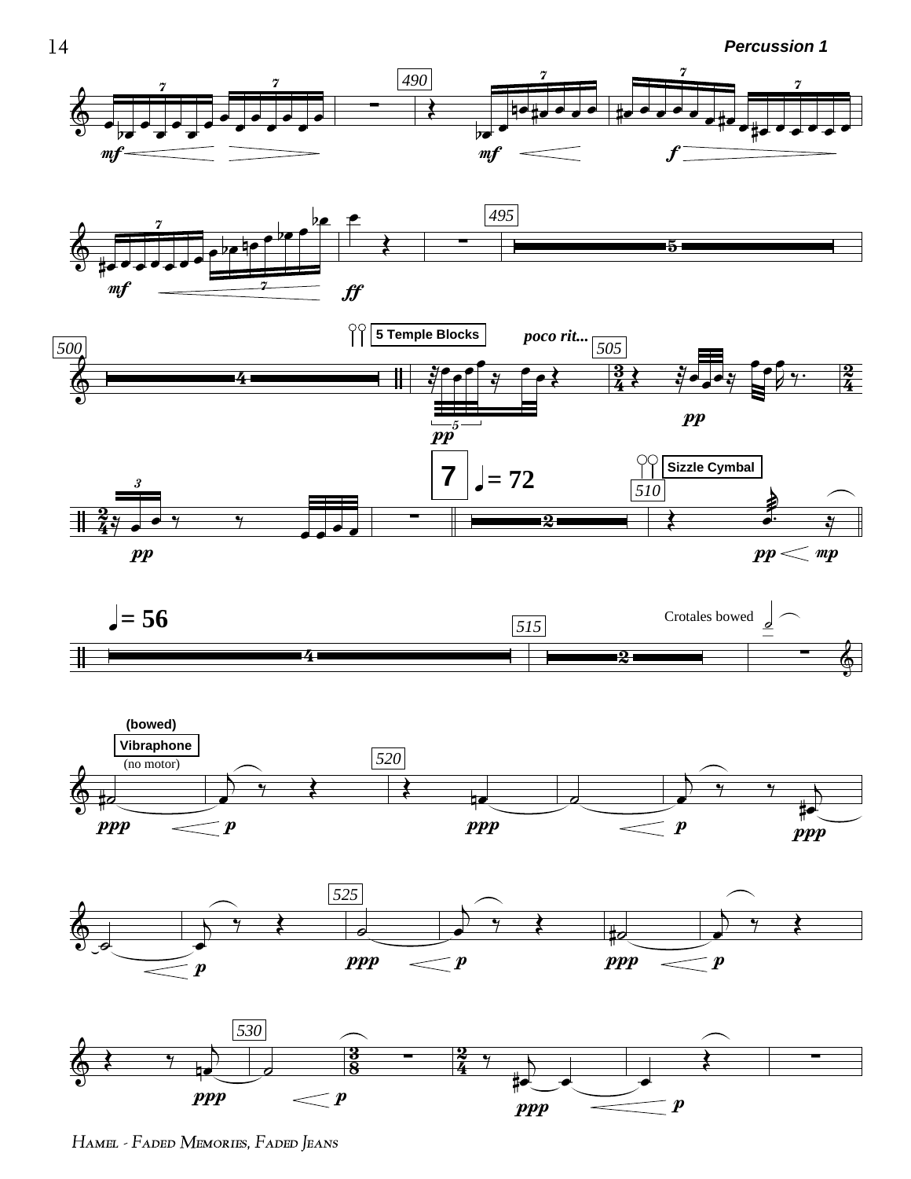5 Temple Blocks

*poco rit...*

**7** ♩= 72

Sizzle Cymbal

♩= 56

Crotales bowed

**(bowed)**

**Vibraphone**

(no motor)